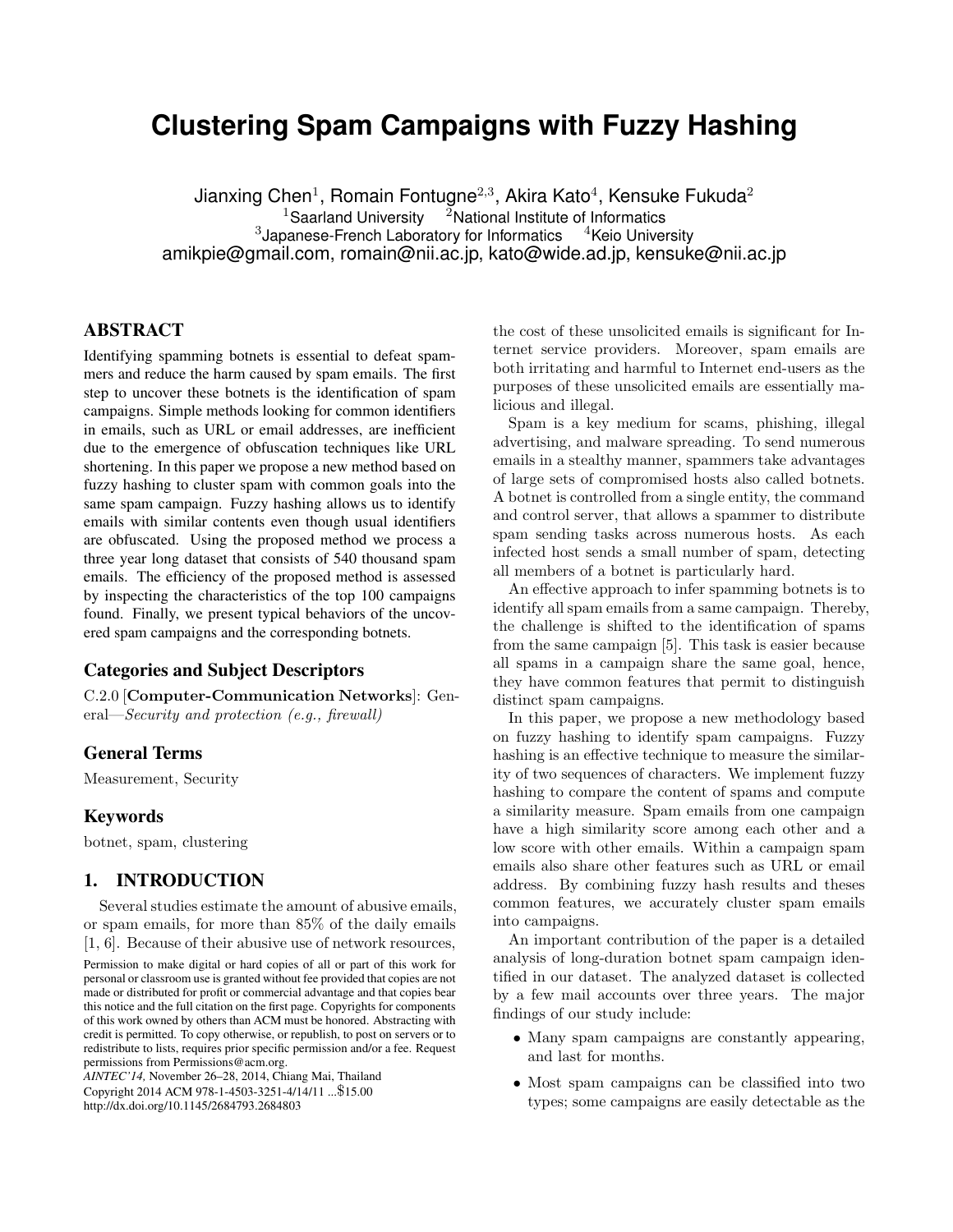# Clustering Spam Campaigns with Fuzzy Hashing

Jianxing Chen[1], Romain Fontugne[2,3], Akira Kato[4], Kensuke Fukuda[2]
[1]Saarland University [2]National Institute of Informatics
[3]Japanese-French Laboratory for Informatics [4]Keio University
amikpie@gmail.com, romain@nii.ac.jp, kato@wide.ad.jp, kensuke@nii.ac.jp

## ABSTRACT

Identifying spamming botnets is essential to defeat spammers and reduce the harm caused by spam emails. The first step to uncover these botnets is the identification of spam campaigns. Simple methods looking for common identifiers in emails, such as URL or email addresses, are inefficient due to the emergence of obfuscation techniques like URL shortening. In this paper we propose a new method based on fuzzy hashing to cluster spam with common goals into the same spam campaign. Fuzzy hashing allows us to identify emails with similar contents even though usual identifiers are obfuscated. Using the proposed method we process a three year long dataset that consists of 540 thousand spam emails. The efficiency of the proposed method is assessed by inspecting the characteristics of the top 100 campaigns found. Finally, we present typical behaviors of the uncovered spam campaigns and the corresponding botnets.

### Categories and Subject Descriptors

C.2.0 [**Computer-Communication Networks**]: General—*Security and protection (e.g., firewall)*

### General Terms

Measurement, Security

### Keywords

botnet, spam, clustering

## 1. INTRODUCTION

Several studies estimate the amount of abusive emails, or spam emails, for more than 85% of the daily emails [1, 6]. Because of their abusive use of network resources, the cost of these unsolicited emails is significant for Internet service providers. Moreover, spam emails are both irritating and harmful to Internet end-users as the purposes of these unsolicited emails are essentially malicious and illegal.

Spam is a key medium for scams, phishing, illegal advertising, and malware spreading. To send numerous emails in a stealthy manner, spammers take advantages of large sets of compromised hosts also called botnets. A botnet is controlled from a single entity, the command and control server, that allows a spammer to distribute spam sending tasks across numerous hosts. As each infected host sends a small number of spam, detecting all members of a botnet is particularly hard.

An effective approach to infer spamming botnets is to identify all spam emails from a same campaign. Thereby, the challenge is shifted to the identification of spams from the same campaign [5]. This task is easier because all spams in a campaign share the same goal, hence, they have common features that permit to distinguish distinct spam campaigns.

In this paper, we propose a new methodology based on fuzzy hashing to identify spam campaigns. Fuzzy hashing is an effective technique to measure the similarity of two sequences of characters. We implement fuzzy hashing to compare the content of spams and compute a similarity measure. Spam emails from one campaign have a high similarity score among each other and a low score with other emails. Within a campaign spam emails also share other features such as URL or email address. By combining fuzzy hash results and theses common features, we accurately cluster spam emails into campaigns.

An important contribution of the paper is a detailed analysis of long-duration botnet spam campaign identified in our dataset. The analyzed dataset is collected by a few mail accounts over three years. The major findings of our study include:

- Many spam campaigns are constantly appearing, and last for months.
- Most spam campaigns can be classified into two types; some campaigns are easily detectable as the

Permission to make digital or hard copies of all or part of this work for personal or classroom use is granted without fee provided that copies are not made or distributed for profit or commercial advantage and that copies bear this notice and the full citation on the first page. Copyrights for components of this work owned by others than ACM must be honored. Abstracting with credit is permitted. To copy otherwise, or republish, to post on servers or to redistribute to lists, requires prior specific permission and/or a fee. Request permissions from Permissions@acm.org.
*AINTEC'14,* November 26–28, 2014, Chiang Mai, Thailand
Copyright 2014 ACM 978-1-4503-3251-4/14/11 ...$15.00
http://dx.doi.org/10.1145/2684793.2684803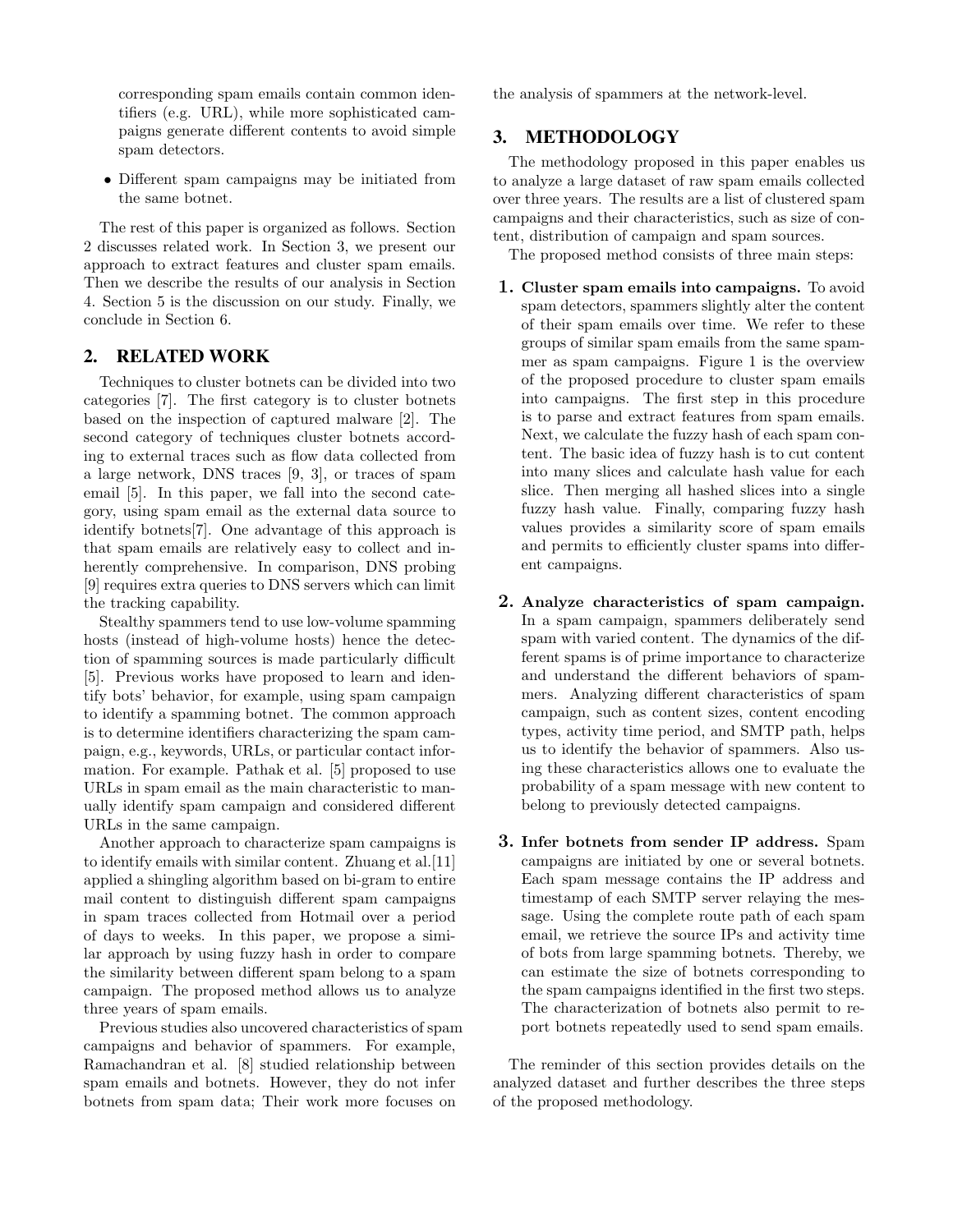corresponding spam emails contain common identifiers (e.g. URL), while more sophisticated campaigns generate different contents to avoid simple spam detectors.

- Different spam campaigns may be initiated from the same botnet.

The rest of this paper is organized as follows. Section 2 discusses related work. In Section 3, we present our approach to extract features and cluster spam emails. Then we describe the results of our analysis in Section 4. Section 5 is the discussion on our study. Finally, we conclude in Section 6.

## 2. RELATED WORK

Techniques to cluster botnets can be divided into two categories [7]. The first category is to cluster botnets based on the inspection of captured malware [2]. The second category of techniques cluster botnets according to external traces such as flow data collected from a large network, DNS traces [9, 3], or traces of spam email [5]. In this paper, we fall into the second category, using spam email as the external data source to identify botnets[7]. One advantage of this approach is that spam emails are relatively easy to collect and inherently comprehensive. In comparison, DNS probing [9] requires extra queries to DNS servers which can limit the tracking capability.

Stealthy spammers tend to use low-volume spamming hosts (instead of high-volume hosts) hence the detection of spamming sources is made particularly difficult [5]. Previous works have proposed to learn and identify bots' behavior, for example, using spam campaign to identify a spamming botnet. The common approach is to determine identifiers characterizing the spam campaign, e.g., keywords, URLs, or particular contact information. For example. Pathak et al. [5] proposed to use URLs in spam email as the main characteristic to manually identify spam campaign and considered different URLs in the same campaign.

Another approach to characterize spam campaigns is to identify emails with similar content. Zhuang et al.[11] applied a shingling algorithm based on bi-gram to entire mail content to distinguish different spam campaigns in spam traces collected from Hotmail over a period of days to weeks. In this paper, we propose a similar approach by using fuzzy hash in order to compare the similarity between different spam belong to a spam campaign. The proposed method allows us to analyze three years of spam emails.

Previous studies also uncovered characteristics of spam campaigns and behavior of spammers. For example, Ramachandran et al. [8] studied relationship between spam emails and botnets. However, they do not infer botnets from spam data; Their work more focuses on the analysis of spammers at the network-level.

## 3. METHODOLOGY

The methodology proposed in this paper enables us to analyze a large dataset of raw spam emails collected over three years. The results are a list of clustered spam campaigns and their characteristics, such as size of content, distribution of campaign and spam sources.

The proposed method consists of three main steps:

1. **Cluster spam emails into campaigns.** To avoid spam detectors, spammers slightly alter the content of their spam emails over time. We refer to these groups of similar spam emails from the same spammer as spam campaigns. Figure 1 is the overview of the proposed procedure to cluster spam emails into campaigns. The first step in this procedure is to parse and extract features from spam emails. Next, we calculate the fuzzy hash of each spam content. The basic idea of fuzzy hash is to cut content into many slices and calculate hash value for each slice. Then merging all hashed slices into a single fuzzy hash value. Finally, comparing fuzzy hash values provides a similarity score of spam emails and permits to efficiently cluster spams into different campaigns.

2. **Analyze characteristics of spam campaign.** In a spam campaign, spammers deliberately send spam with varied content. The dynamics of the different spams is of prime importance to characterize and understand the different behaviors of spammers. Analyzing different characteristics of spam campaign, such as content sizes, content encoding types, activity time period, and SMTP path, helps us to identify the behavior of spammers. Also using these characteristics allows one to evaluate the probability of a spam message with new content to belong to previously detected campaigns.

3. **Infer botnets from sender IP address.** Spam campaigns are initiated by one or several botnets. Each spam message contains the IP address and timestamp of each SMTP server relaying the message. Using the complete route path of each spam email, we retrieve the source IPs and activity time of bots from large spamming botnets. Thereby, we can estimate the size of botnets corresponding to the spam campaigns identified in the first two steps. The characterization of botnets also permit to report botnets repeatedly used to send spam emails.

The reminder of this section provides details on the analyzed dataset and further describes the three steps of the proposed methodology.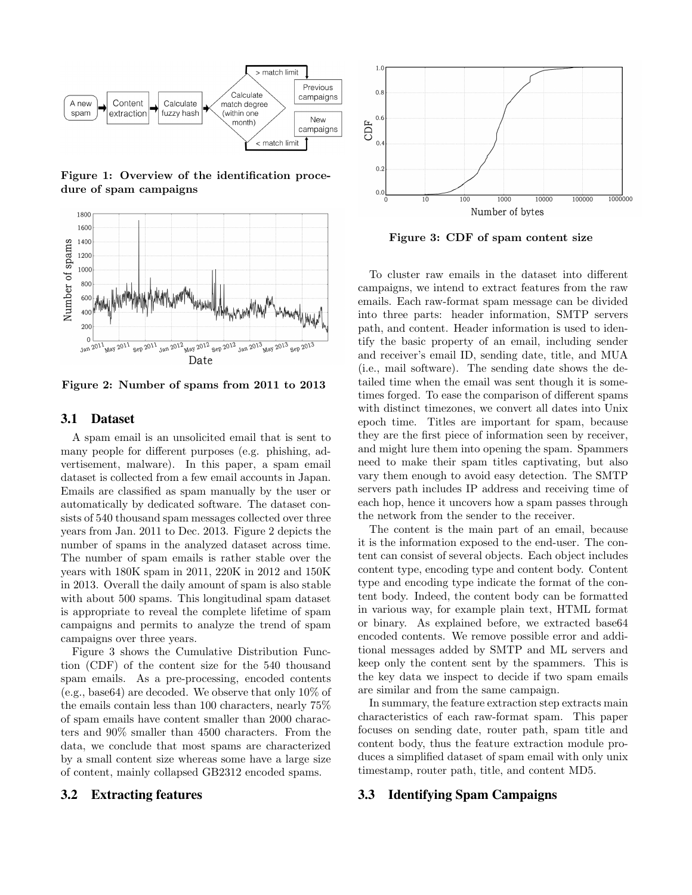Figure 1: Overview of the identification procedure of spam campaigns

Figure 2: Number of spams from 2011 to 2013

### 3.1 Dataset

A spam email is an unsolicited email that is sent to many people for different purposes (e.g. phishing, advertisement, malware). In this paper, a spam email dataset is collected from a few email accounts in Japan. Emails are classified as spam manually by the user or automatically by dedicated software. The dataset consists of 540 thousand spam messages collected over three years from Jan. 2011 to Dec. 2013. Figure 2 depicts the number of spams in the analyzed dataset across time. The number of spam emails is rather stable over the years with 180K spam in 2011, 220K in 2012 and 150K in 2013. Overall the daily amount of spam is also stable with about 500 spams. This longitudinal spam dataset is appropriate to reveal the complete lifetime of spam campaigns and permits to analyze the trend of spam campaigns over three years.

Figure 3 shows the Cumulative Distribution Function (CDF) of the content size for the 540 thousand spam emails. As a pre-processing, encoded contents (e.g., base64) are decoded. We observe that only 10% of the emails contain less than 100 characters, nearly 75% of spam emails have content smaller than 2000 characters and 90% smaller than 4500 characters. From the data, we conclude that most spams are characterized by a small content size whereas some have a large size of content, mainly collapsed GB2312 encoded spams.

### 3.2 Extracting features

Figure 3: CDF of spam content size

To cluster raw emails in the dataset into different campaigns, we intend to extract features from the raw emails. Each raw-format spam message can be divided into three parts: header information, SMTP servers path, and content. Header information is used to identify the basic property of an email, including sender and receiver's email ID, sending date, title, and MUA (i.e., mail software). The sending date shows the detailed time when the email was sent though it is sometimes forged. To ease the comparison of different spams with distinct timezones, we convert all dates into Unix epoch time. Titles are important for spam, because they are the first piece of information seen by receiver, and might lure them into opening the spam. Spammers need to make their spam titles captivating, but also vary them enough to avoid easy detection. The SMTP servers path includes IP address and receiving time of each hop, hence it uncovers how a spam passes through the network from the sender to the receiver.

The content is the main part of an email, because it is the information exposed to the end-user. The content can consist of several objects. Each object includes content type, encoding type and content body. Content type and encoding type indicate the format of the content body. Indeed, the content body can be formatted in various way, for example plain text, HTML format or binary. As explained before, we extracted base64 encoded contents. We remove possible error and additional messages added by SMTP and ML servers and keep only the content sent by the spammers. This is the key data we inspect to decide if two spam emails are similar and from the same campaign.

In summary, the feature extraction step extracts main characteristics of each raw-format spam. This paper focuses on sending date, router path, spam title and content body, thus the feature extraction module produces a simplified dataset of spam email with only unix timestamp, router path, title, and content MD5.

### 3.3 Identifying Spam Campaigns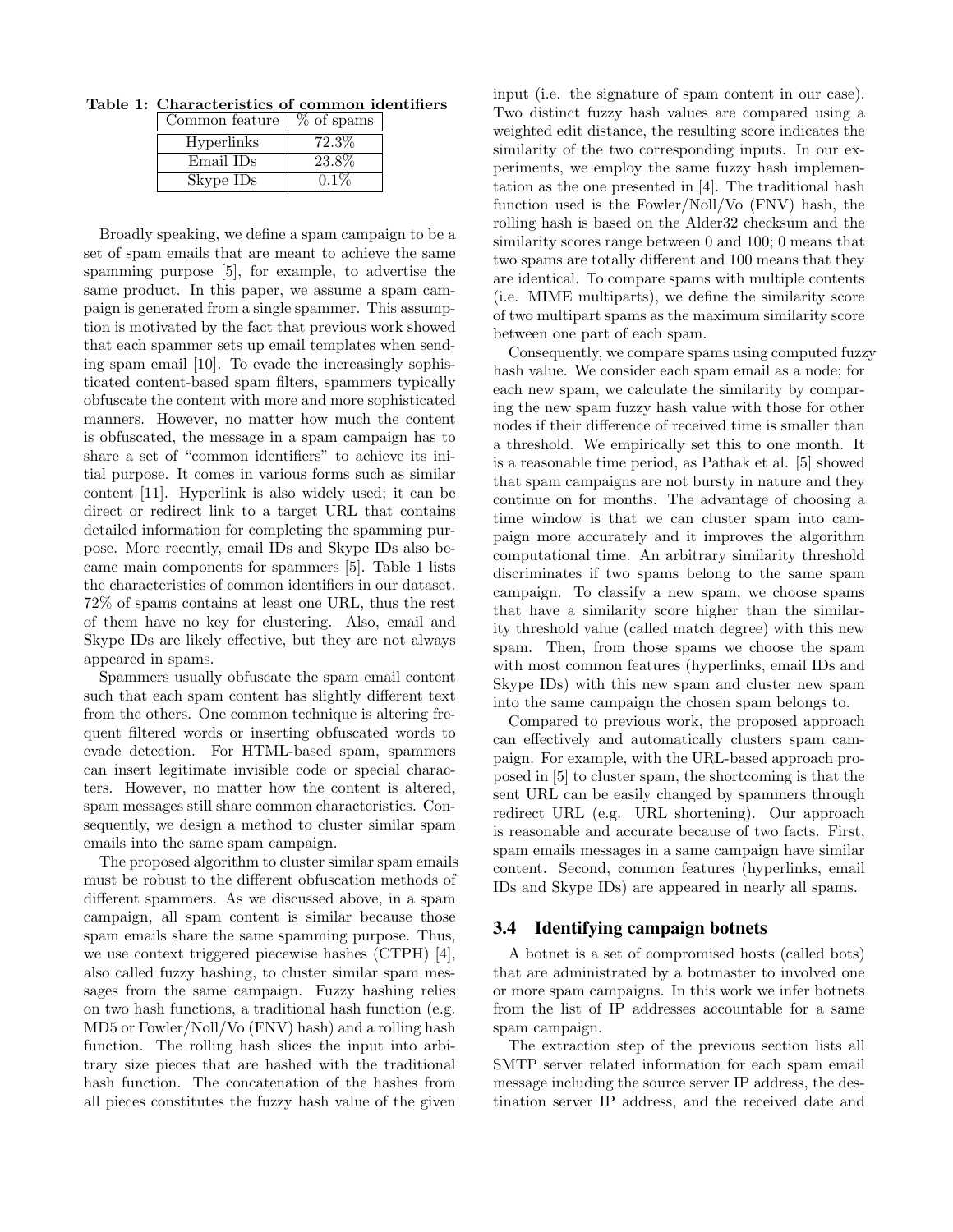**Table 1: Characteristics of common identifiers**

| Common feature | % of spams |
|---|---|
| Hyperlinks | 72.3% |
| Email IDs | 23.8% |
| Skype IDs | 0.1% |

Broadly speaking, we define a spam campaign to be a set of spam emails that are meant to achieve the same spamming purpose [5], for example, to advertise the same product. In this paper, we assume a spam campaign is generated from a single spammer. This assumption is motivated by the fact that previous work showed that each spammer sets up email templates when sending spam email [10]. To evade the increasingly sophisticated content-based spam filters, spammers typically obfuscate the content with more and more sophisticated manners. However, no matter how much the content is obfuscated, the message in a spam campaign has to share a set of "common identifiers" to achieve its initial purpose. It comes in various forms such as similar content [11]. Hyperlink is also widely used; it can be direct or redirect link to a target URL that contains detailed information for completing the spamming purpose. More recently, email IDs and Skype IDs also became main components for spammers [5]. Table 1 lists the characteristics of common identifiers in our dataset. 72% of spams contains at least one URL, thus the rest of them have no key for clustering. Also, email and Skype IDs are likely effective, but they are not always appeared in spams.

Spammers usually obfuscate the spam email content such that each spam content has slightly different text from the others. One common technique is altering frequent filtered words or inserting obfuscated words to evade detection. For HTML-based spam, spammers can insert legitimate invisible code or special characters. However, no matter how the content is altered, spam messages still share common characteristics. Consequently, we design a method to cluster similar spam emails into the same spam campaign.

The proposed algorithm to cluster similar spam emails must be robust to the different obfuscation methods of different spammers. As we discussed above, in a spam campaign, all spam content is similar because those spam emails share the same spamming purpose. Thus, we use context triggered piecewise hashes (CTPH) [4], also called fuzzy hashing, to cluster similar spam messages from the same campaign. Fuzzy hashing relies on two hash functions, a traditional hash function (e.g. MD5 or Fowler/Noll/Vo (FNV) hash) and a rolling hash function. The rolling hash slices the input into arbitrary size pieces that are hashed with the traditional hash function. The concatenation of the hashes from all pieces constitutes the fuzzy hash value of the given input (i.e. the signature of spam content in our case). Two distinct fuzzy hash values are compared using a weighted edit distance, the resulting score indicates the similarity of the two corresponding inputs. In our experiments, we employ the same fuzzy hash implementation as the one presented in [4]. The traditional hash function used is the Fowler/Noll/Vo (FNV) hash, the rolling hash is based on the Alder32 checksum and the similarity scores range between 0 and 100; 0 means that two spams are totally different and 100 means that they are identical. To compare spams with multiple contents (i.e. MIME multiparts), we define the similarity score of two multipart spams as the maximum similarity score between one part of each spam.

Consequently, we compare spams using computed fuzzy hash value. We consider each spam email as a node; for each new spam, we calculate the similarity by comparing the new spam fuzzy hash value with those for other nodes if their difference of received time is smaller than a threshold. We empirically set this to one month. It is a reasonable time period, as Pathak et al. [5] showed that spam campaigns are not bursty in nature and they continue on for months. The advantage of choosing a time window is that we can cluster spam into campaign more accurately and it improves the algorithm computational time. An arbitrary similarity threshold discriminates if two spams belong to the same spam campaign. To classify a new spam, we choose spams that have a similarity score higher than the similarity threshold value (called match degree) with this new spam. Then, from those spams we choose the spam with most common features (hyperlinks, email IDs and Skype IDs) with this new spam and cluster new spam into the same campaign the chosen spam belongs to.

Compared to previous work, the proposed approach can effectively and automatically clusters spam campaign. For example, with the URL-based approach proposed in [5] to cluster spam, the shortcoming is that the sent URL can be easily changed by spammers through redirect URL (e.g. URL shortening). Our approach is reasonable and accurate because of two facts. First, spam emails messages in a same campaign have similar content. Second, common features (hyperlinks, email IDs and Skype IDs) are appeared in nearly all spams.

### 3.4 Identifying campaign botnets

A botnet is a set of compromised hosts (called bots) that are administrated by a botmaster to involved one or more spam campaigns. In this work we infer botnets from the list of IP addresses accountable for a same spam campaign.

The extraction step of the previous section lists all SMTP server related information for each spam email message including the source server IP address, the destination server IP address, and the received date and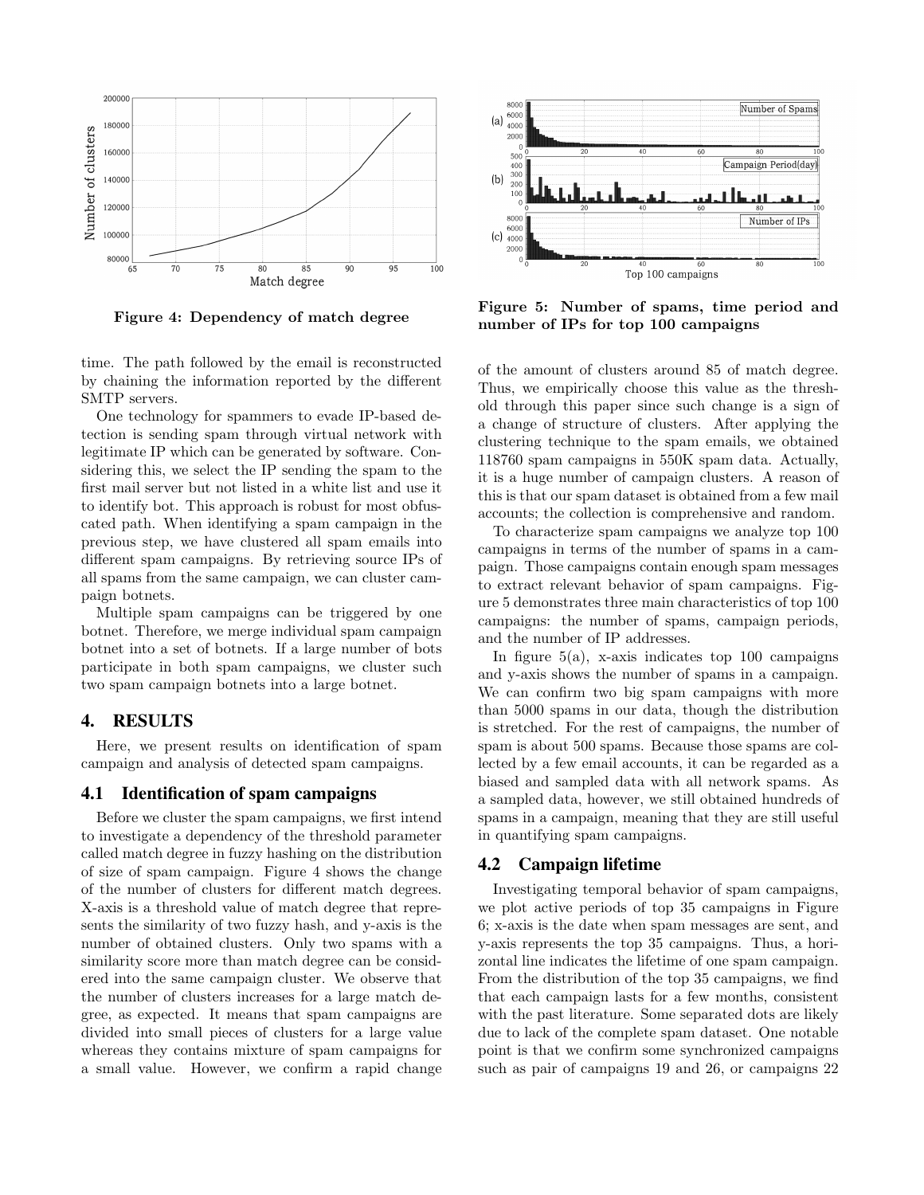Figure 4: Dependency of match degree

Figure 5: Number of spams, time period and number of IPs for top 100 campaigns

time. The path followed by the email is reconstructed by chaining the information reported by the different SMTP servers.

One technology for spammers to evade IP-based detection is sending spam through virtual network with legitimate IP which can be generated by software. Considering this, we select the IP sending the spam to the first mail server but not listed in a white list and use it to identify bot. This approach is robust for most obfuscated path. When identifying a spam campaign in the previous step, we have clustered all spam emails into different spam campaigns. By retrieving source IPs of all spams from the same campaign, we can cluster campaign botnets.

Multiple spam campaigns can be triggered by one botnet. Therefore, we merge individual spam campaign botnet into a set of botnets. If a large number of bots participate in both spam campaigns, we cluster such two spam campaign botnets into a large botnet.

## 4. RESULTS

Here, we present results on identification of spam campaign and analysis of detected spam campaigns.

### 4.1 Identification of spam campaigns

Before we cluster the spam campaigns, we first intend to investigate a dependency of the threshold parameter called match degree in fuzzy hashing on the distribution of size of spam campaign. Figure 4 shows the change of the number of clusters for different match degrees. X-axis is a threshold value of match degree that represents the similarity of two fuzzy hash, and y-axis is the number of obtained clusters. Only two spams with a similarity score more than match degree can be considered into the same campaign cluster. We observe that the number of clusters increases for a large match degree, as expected. It means that spam campaigns are divided into small pieces of clusters for a large value whereas they contains mixture of spam campaigns for a small value. However, we confirm a rapid change of the amount of clusters around 85 of match degree. Thus, we empirically choose this value as the threshold through this paper since such change is a sign of a change of structure of clusters. After applying the clustering technique to the spam emails, we obtained 118760 spam campaigns in 550K spam data. Actually, it is a huge number of campaign clusters. A reason of this is that our spam dataset is obtained from a few mail accounts; the collection is comprehensive and random.

To characterize spam campaigns we analyze top 100 campaigns in terms of the number of spams in a campaign. Those campaigns contain enough spam messages to extract relevant behavior of spam campaigns. Figure 5 demonstrates three main characteristics of top 100 campaigns: the number of spams, campaign periods, and the number of IP addresses.

In figure 5(a), x-axis indicates top 100 campaigns and y-axis shows the number of spams in a campaign. We can confirm two big spam campaigns with more than 5000 spams in our data, though the distribution is stretched. For the rest of campaigns, the number of spam is about 500 spams. Because those spams are collected by a few email accounts, it can be regarded as a biased and sampled data with all network spams. As a sampled data, however, we still obtained hundreds of spams in a campaign, meaning that they are still useful in quantifying spam campaigns.

### 4.2 Campaign lifetime

Investigating temporal behavior of spam campaigns, we plot active periods of top 35 campaigns in Figure 6; x-axis is the date when spam messages are sent, and y-axis represents the top 35 campaigns. Thus, a horizontal line indicates the lifetime of one spam campaign. From the distribution of the top 35 campaigns, we find that each campaign lasts for a few months, consistent with the past literature. Some separated dots are likely due to lack of the complete spam dataset. One notable point is that we confirm some synchronized campaigns such as pair of campaigns 19 and 26, or campaigns 22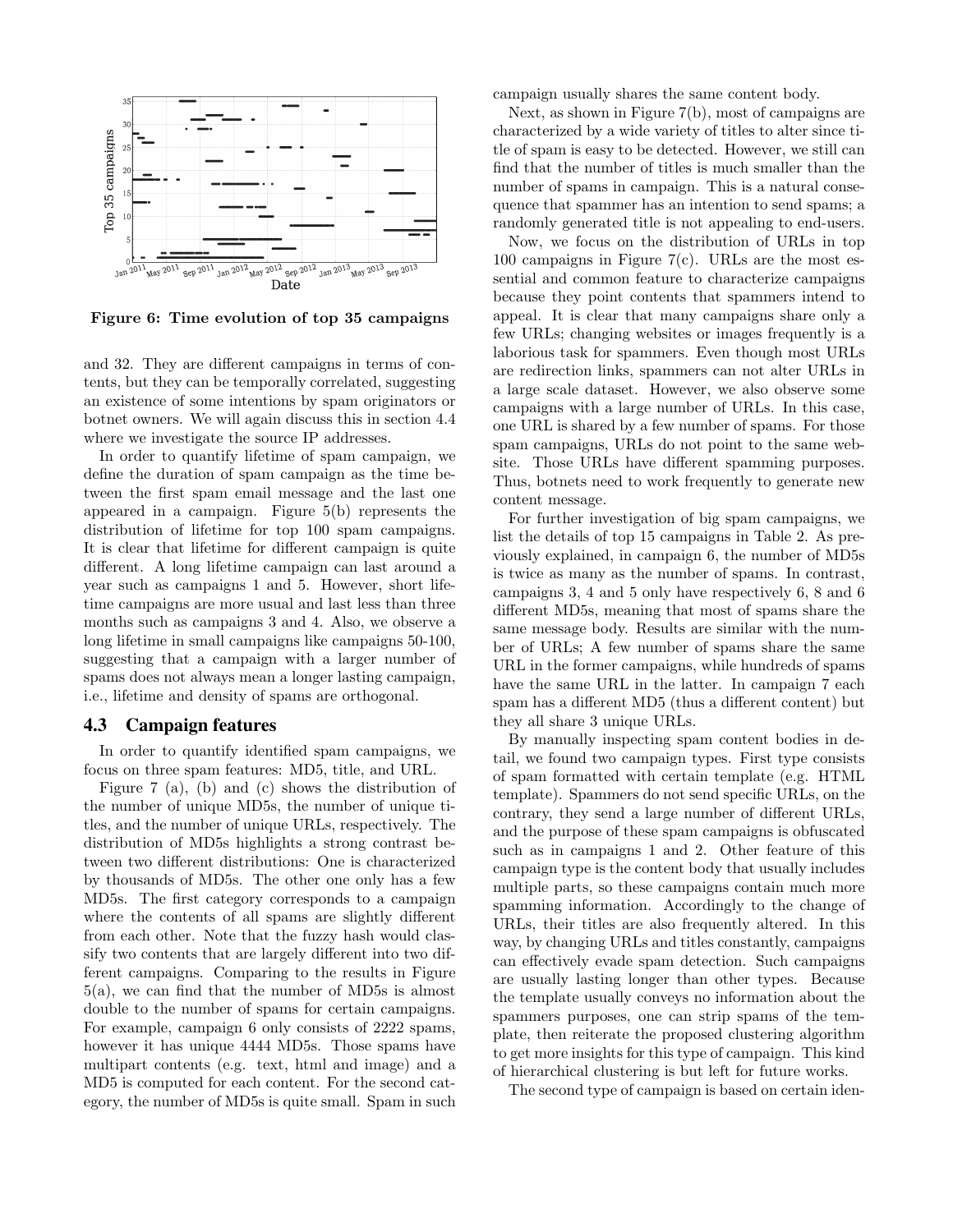Figure 6: Time evolution of top 35 campaigns

and 32. They are different campaigns in terms of contents, but they can be temporally correlated, suggesting an existence of some intentions by spam originators or botnet owners. We will again discuss this in section 4.4 where we investigate the source IP addresses.

In order to quantify lifetime of spam campaign, we define the duration of spam campaign as the time between the first spam email message and the last one appeared in a campaign. Figure 5(b) represents the distribution of lifetime for top 100 spam campaigns. It is clear that lifetime for different campaign is quite different. A long lifetime campaign can last around a year such as campaigns 1 and 5. However, short lifetime campaigns are more usual and last less than three months such as campaigns 3 and 4. Also, we observe a long lifetime in small campaigns like campaigns 50-100, suggesting that a campaign with a larger number of spams does not always mean a longer lasting campaign, i.e., lifetime and density of spams are orthogonal.

### 4.3 Campaign features

In order to quantify identified spam campaigns, we focus on three spam features: MD5, title, and URL.

Figure 7 (a), (b) and (c) shows the distribution of the number of unique MD5s, the number of unique titles, and the number of unique URLs, respectively. The distribution of MD5s highlights a strong contrast between two different distributions: One is characterized by thousands of MD5s. The other one only has a few MD5s. The first category corresponds to a campaign where the contents of all spams are slightly different from each other. Note that the fuzzy hash would classify two contents that are largely different into two different campaigns. Comparing to the results in Figure 5(a), we can find that the number of MD5s is almost double to the number of spams for certain campaigns. For example, campaign 6 only consists of 2222 spams, however it has unique 4444 MD5s. Those spams have multipart contents (e.g. text, html and image) and a MD5 is computed for each content. For the second category, the number of MD5s is quite small. Spam in such campaign usually shares the same content body.

Next, as shown in Figure 7(b), most of campaigns are characterized by a wide variety of titles to alter since title of spam is easy to be detected. However, we still can find that the number of titles is much smaller than the number of spams in campaign. This is a natural consequence that spammer has an intention to send spams; a randomly generated title is not appealing to end-users.

Now, we focus on the distribution of URLs in top 100 campaigns in Figure 7(c). URLs are the most essential and common feature to characterize campaigns because they point contents that spammers intend to appeal. It is clear that many campaigns share only a few URLs; changing websites or images frequently is a laborious task for spammers. Even though most URLs are redirection links, spammers can not alter URLs in a large scale dataset. However, we also observe some campaigns with a large number of URLs. In this case, one URL is shared by a few number of spams. For those spam campaigns, URLs do not point to the same website. Those URLs have different spamming purposes. Thus, botnets need to work frequently to generate new content message.

For further investigation of big spam campaigns, we list the details of top 15 campaigns in Table 2. As previously explained, in campaign 6, the number of MD5s is twice as many as the number of spams. In contrast, campaigns 3, 4 and 5 only have respectively 6, 8 and 6 different MD5s, meaning that most of spams share the same message body. Results are similar with the number of URLs; A few number of spams share the same URL in the former campaigns, while hundreds of spams have the same URL in the latter. In campaign 7 each spam has a different MD5 (thus a different content) but they all share 3 unique URLs.

By manually inspecting spam content bodies in detail, we found two campaign types. First type consists of spam formatted with certain template (e.g. HTML template). Spammers do not send specific URLs, on the contrary, they send a large number of different URLs, and the purpose of these spam campaigns is obfuscated such as in campaigns 1 and 2. Other feature of this campaign type is the content body that usually includes multiple parts, so these campaigns contain much more spamming information. Accordingly to the change of URLs, their titles are also frequently altered. In this way, by changing URLs and titles constantly, campaigns can effectively evade spam detection. Such campaigns are usually lasting longer than other types. Because the template usually conveys no information about the spammers purposes, one can strip spams of the template, then reiterate the proposed clustering algorithm to get more insights for this type of campaign. This kind of hierarchical clustering is but left for future works.

The second type of campaign is based on certain iden-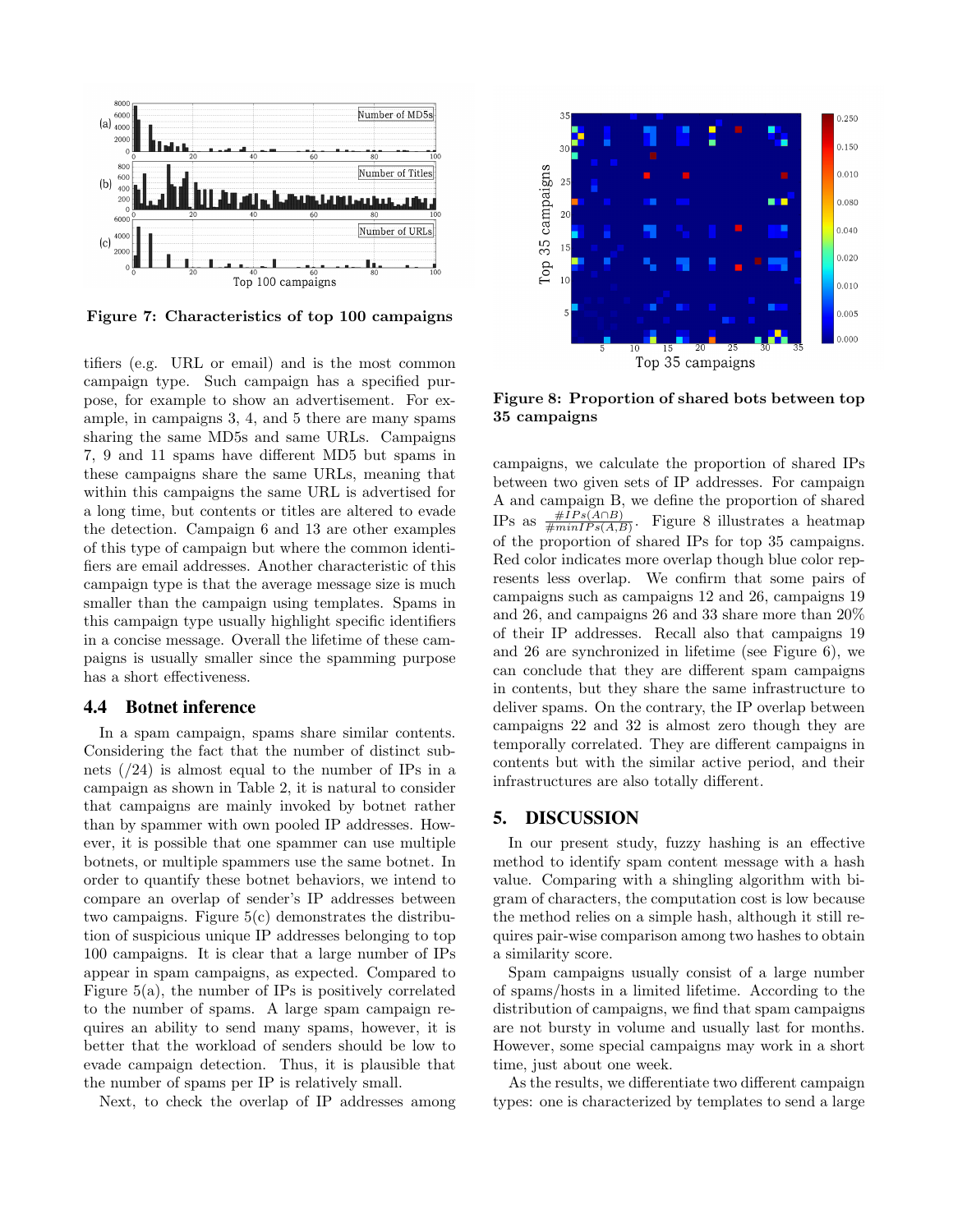Figure 7: Characteristics of top 100 campaigns

tifiers (e.g. URL or email) and is the most common campaign type. Such campaign has a specified purpose, for example to show an advertisement. For example, in campaigns 3, 4, and 5 there are many spams sharing the same MD5s and same URLs. Campaigns 7, 9 and 11 spams have different MD5 but spams in these campaigns share the same URLs, meaning that within this campaigns the same URL is advertised for a long time, but contents or titles are altered to evade the detection. Campaign 6 and 13 are other examples of this type of campaign but where the common identifiers are email addresses. Another characteristic of this campaign type is that the average message size is much smaller than the campaign using templates. Spams in this campaign type usually highlight specific identifiers in a concise message. Overall the lifetime of these campaigns is usually smaller since the spamming purpose has a short effectiveness.

### 4.4 Botnet inference

In a spam campaign, spams share similar contents. Considering the fact that the number of distinct subnets (/24) is almost equal to the number of IPs in a campaign as shown in Table 2, it is natural to consider that campaigns are mainly invoked by botnet rather than by spammer with own pooled IP addresses. However, it is possible that one spammer can use multiple botnets, or multiple spammers use the same botnet. In order to quantify these botnet behaviors, we intend to compare an overlap of sender's IP addresses between two campaigns. Figure 5(c) demonstrates the distribution of suspicious unique IP addresses belonging to top 100 campaigns. It is clear that a large number of IPs appear in spam campaigns, as expected. Compared to Figure 5(a), the number of IPs is positively correlated to the number of spams. A large spam campaign requires an ability to send many spams, however, it is better that the workload of senders should be low to evade campaign detection. Thus, it is plausible that the number of spams per IP is relatively small.

Next, to check the overlap of IP addresses among

Figure 8: Proportion of shared bots between top 35 campaigns

campaigns, we calculate the proportion of shared IPs between two given sets of IP addresses. For campaign A and campaign B, we define the proportion of shared IPs as $\frac{\#IPs(A \cap B)}{\#minIPs(A,B)}$. Figure 8 illustrates a heatmap of the proportion of shared IPs for top 35 campaigns. Red color indicates more overlap though blue color represents less overlap. We confirm that some pairs of campaigns such as campaigns 12 and 26, campaigns 19 and 26, and campaigns 26 and 33 share more than 20% of their IP addresses. Recall also that campaigns 19 and 26 are synchronized in lifetime (see Figure 6), we can conclude that they are different spam campaigns in contents, but they share the same infrastructure to deliver spams. On the contrary, the IP overlap between campaigns 22 and 32 is almost zero though they are temporally correlated. They are different campaigns in contents but with the similar active period, and their infrastructures are also totally different.

## 5. DISCUSSION

In our present study, fuzzy hashing is an effective method to identify spam content message with a hash value. Comparing with a shingling algorithm with bigram of characters, the computation cost is low because the method relies on a simple hash, although it still requires pair-wise comparison among two hashes to obtain a similarity score.

Spam campaigns usually consist of a large number of spams/hosts in a limited lifetime. According to the distribution of campaigns, we find that spam campaigns are not bursty in volume and usually last for months. However, some special campaigns may work in a short time, just about one week.

As the results, we differentiate two different campaign types: one is characterized by templates to send a large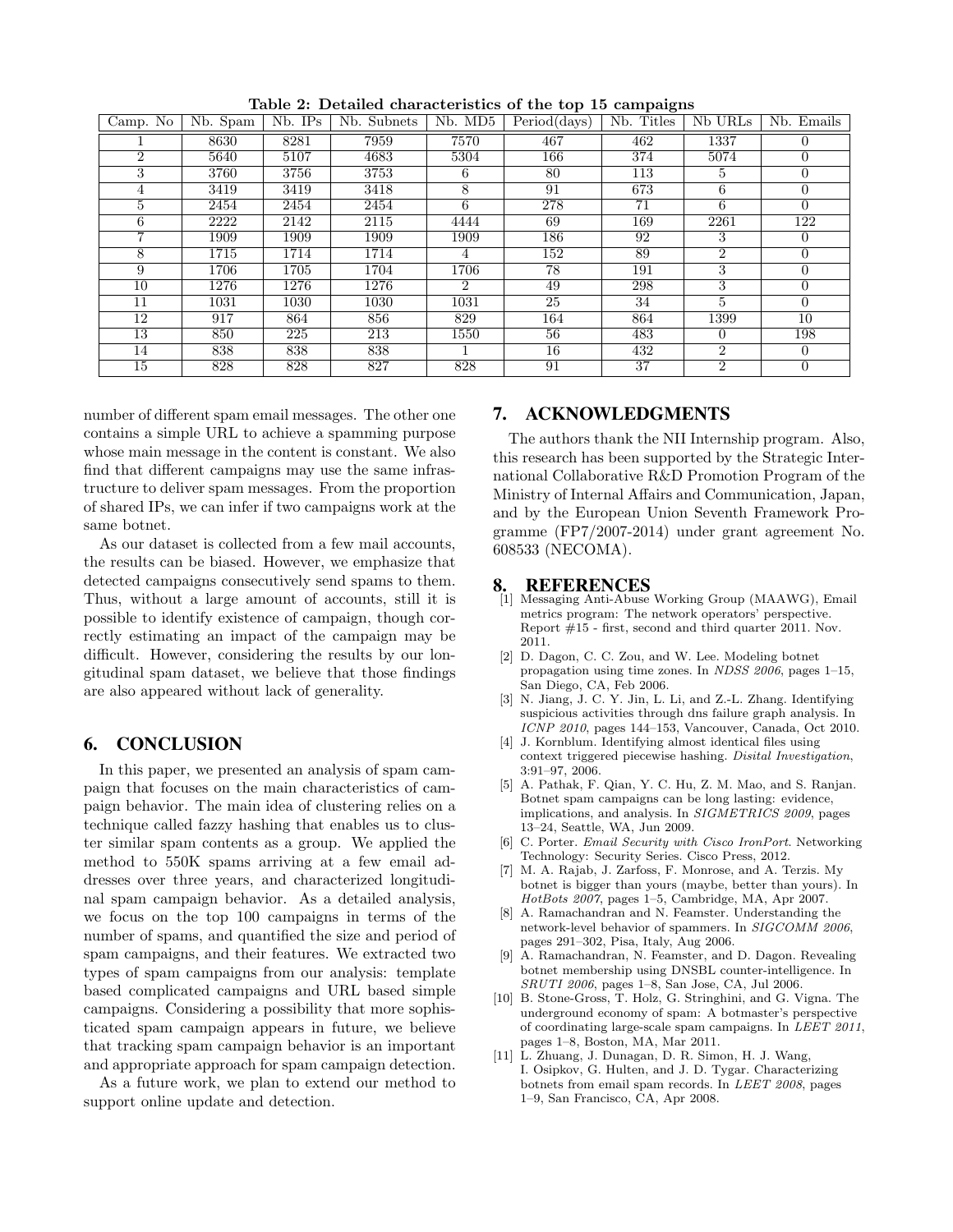Table 2: Detailed characteristics of the top 15 campaigns

| Camp. No | Nb. Spam | Nb. IPs | Nb. Subnets | Nb. MD5 | Period(days) | Nb. Titles | Nb URLs | Nb. Emails |
|---|---|---|---|---|---|---|---|---|
| 1 | 8630 | 8281 | 7959 | 7570 | 467 | 462 | 1337 | 0 |
| 2 | 5640 | 5107 | 4683 | 5304 | 166 | 374 | 5074 | 0 |
| 3 | 3760 | 3756 | 3753 | 6 | 80 | 113 | 5 | 0 |
| 4 | 3419 | 3419 | 3418 | 8 | 91 | 673 | 6 | 0 |
| 5 | 2454 | 2454 | 2454 | 6 | 278 | 71 | 6 | 0 |
| 6 | 2222 | 2142 | 2115 | 4444 | 69 | 169 | 2261 | 122 |
| 7 | 1909 | 1909 | 1909 | 1909 | 186 | 92 | 3 | 0 |
| 8 | 1715 | 1714 | 1714 | 4 | 152 | 89 | 2 | 0 |
| 9 | 1706 | 1705 | 1704 | 1706 | 78 | 191 | 3 | 0 |
| 10 | 1276 | 1276 | 1276 | 2 | 49 | 298 | 3 | 0 |
| 11 | 1031 | 1030 | 1030 | 1031 | 25 | 34 | 5 | 0 |
| 12 | 917 | 864 | 856 | 829 | 164 | 864 | 1399 | 10 |
| 13 | 850 | 225 | 213 | 1550 | 56 | 483 | 0 | 198 |
| 14 | 838 | 838 | 838 | 1 | 16 | 432 | 2 | 0 |
| 15 | 828 | 828 | 827 | 828 | 91 | 37 | 2 | 0 |

number of different spam email messages. The other one contains a simple URL to achieve a spamming purpose whose main message in the content is constant. We also find that different campaigns may use the same infrastructure to deliver spam messages. From the proportion of shared IPs, we can infer if two campaigns work at the same botnet.

As our dataset is collected from a few mail accounts, the results can be biased. However, we emphasize that detected campaigns consecutively send spams to them. Thus, without a large amount of accounts, still it is possible to identify existence of campaign, though correctly estimating an impact of the campaign may be difficult. However, considering the results by our longitudinal spam dataset, we believe that those findings are also appeared without lack of generality.

## 6. CONCLUSION

In this paper, we presented an analysis of spam campaign that focuses on the main characteristics of campaign behavior. The main idea of clustering relies on a technique called fazzy hashing that enables us to cluster similar spam contents as a group. We applied the method to 550K spams arriving at a few email addresses over three years, and characterized longitudinal spam campaign behavior. As a detailed analysis, we focus on the top 100 campaigns in terms of the number of spams, and quantified the size and period of spam campaigns, and their features. We extracted two types of spam campaigns from our analysis: template based complicated campaigns and URL based simple campaigns. Considering a possibility that more sophisticated spam campaign appears in future, we believe that tracking spam campaign behavior is an important and appropriate approach for spam campaign detection.

As a future work, we plan to extend our method to support online update and detection.

## 7. ACKNOWLEDGMENTS

The authors thank the NII Internship program. Also, this research has been supported by the Strategic International Collaborative R&D Promotion Program of the Ministry of Internal Affairs and Communication, Japan, and by the European Union Seventh Framework Programme (FP7/2007-2014) under grant agreement No. 608533 (NECOMA).

## 8. REFERENCES

[1] Messaging Anti-Abuse Working Group (MAAWG), Email metrics program: The network operators' perspective. Report #15 - first, second and third quarter 2011. Nov. 2011.

[2] D. Dagon, C. C. Zou, and W. Lee. Modeling botnet propagation using time zones. In *NDSS 2006*, pages 1–15, San Diego, CA, Feb 2006.

[3] N. Jiang, J. C. Y. Jin, L. Li, and Z.-L. Zhang. Identifying suspicious activities through dns failure graph analysis. In *ICNP 2010*, pages 144–153, Vancouver, Canada, Oct 2010.

[4] J. Kornblum. Identifying almost identical files using context triggered piecewise hashing. *Disital Investigation*, 3:91–97, 2006.

[5] A. Pathak, F. Qian, Y. C. Hu, Z. M. Mao, and S. Ranjan. Botnet spam campaigns can be long lasting: evidence, implications, and analysis. In *SIGMETRICS 2009*, pages 13–24, Seattle, WA, Jun 2009.

[6] C. Porter. *Email Security with Cisco IronPort*. Networking Technology: Security Series. Cisco Press, 2012.

[7] M. A. Rajab, J. Zarfoss, F. Monrose, and A. Terzis. My botnet is bigger than yours (maybe, better than yours). In *HotBots 2007*, pages 1–5, Cambridge, MA, Apr 2007.

[8] A. Ramachandran and N. Feamster. Understanding the network-level behavior of spammers. In *SIGCOMM 2006*, pages 291–302, Pisa, Italy, Aug 2006.

[9] A. Ramachandran, N. Feamster, and D. Dagon. Revealing botnet membership using DNSBL counter-intelligence. In *SRUTI 2006*, pages 1–8, San Jose, CA, Jul 2006.

[10] B. Stone-Gross, T. Holz, G. Stringhini, and G. Vigna. The underground economy of spam: A botmaster's perspective of coordinating large-scale spam campaigns. In *LEET 2011*, pages 1–8, Boston, MA, Mar 2011.

[11] L. Zhuang, J. Dunagan, D. R. Simon, H. J. Wang, I. Osipkov, G. Hulten, and J. D. Tygar. Characterizing botnets from email spam records. In *LEET 2008*, pages 1–9, San Francisco, CA, Apr 2008.